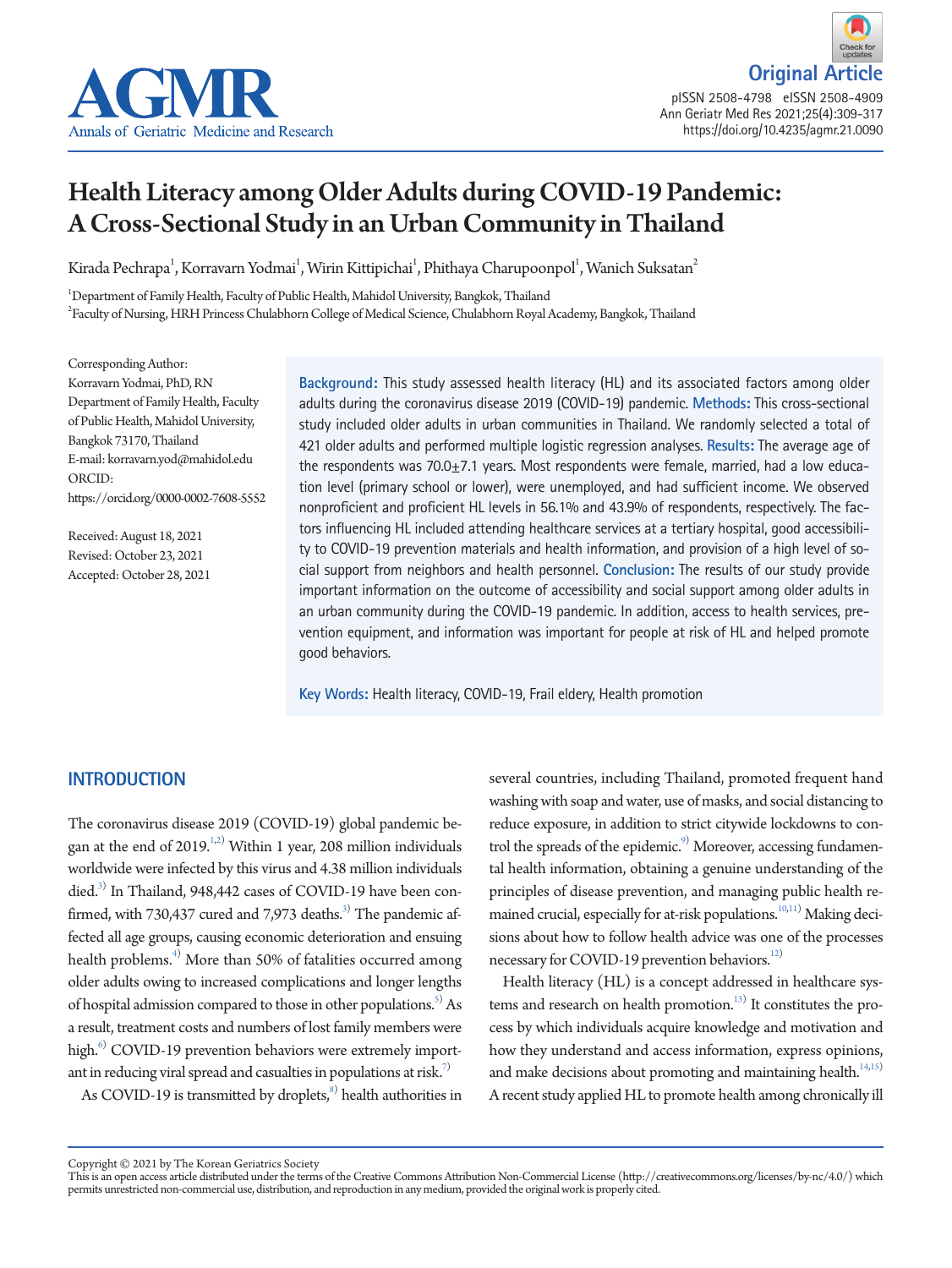Original Article

# Health Literacy among Older Adults during COVID-19 Pandemic: A Cross-Sectional Study in an Urban Community in Thailand

Kirada Pechrapa[1], Korravarn Yodmai[1], Wirin Kittipichai[1], Phithaya Charupoonpol[1], Wanich Suksatan[2]

[1]Department of Family Health, Faculty of Public Health, Mahidol University, Bangkok, Thailand
[2]Faculty of Nursing, HRH Princess Chulabhorn College of Medical Science, Chulabhorn Royal Academy, Bangkok, Thailand

Corresponding Author:
Korravarn Yodmai, PhD, RN
Department of Family Health, Faculty of Public Health, Mahidol University, Bangkok 73170, Thailand
E-mail: korravarn.yod@mahidol.edu
ORCID: https://orcid.org/0000-0002-7608-5552

Received: August 18, 2021
Revised: October 23, 2021
Accepted: October 28, 2021

**Background:** This study assessed health literacy (HL) and its associated factors among older adults during the coronavirus disease 2019 (COVID-19) pandemic. **Methods:** This cross-sectional study included older adults in urban communities in Thailand. We randomly selected a total of 421 older adults and performed multiple logistic regression analyses. **Results:** The average age of the respondents was 70.0±7.1 years. Most respondents were female, married, had a low education level (primary school or lower), were unemployed, and had sufficient income. We observed nonproficient and proficient HL levels in 56.1% and 43.9% of respondents, respectively. The factors influencing HL included attending healthcare services at a tertiary hospital, good accessibility to COVID-19 prevention materials and health information, and provision of a high level of social support from neighbors and health personnel. **Conclusion:** The results of our study provide important information on the outcome of accessibility and social support among older adults in an urban community during the COVID-19 pandemic. In addition, access to health services, prevention equipment, and information was important for people at risk of HL and helped promote good behaviors.

**Key Words:** Health literacy, COVID-19, Frail eldery, Health promotion

## INTRODUCTION

The coronavirus disease 2019 (COVID-19) global pandemic began at the end of 2019.[1,2] Within 1 year, 208 million individuals worldwide were infected by this virus and 4.38 million individuals died.[3] In Thailand, 948,442 cases of COVID-19 have been confirmed, with 730,437 cured and 7,973 deaths.[3] The pandemic affected all age groups, causing economic deterioration and ensuing health problems.[4] More than 50% of fatalities occurred among older adults owing to increased complications and longer lengths of hospital admission compared to those in other populations.[5] As a result, treatment costs and numbers of lost family members were high.[6] COVID-19 prevention behaviors were extremely important in reducing viral spread and casualties in populations at risk.[7]

As COVID-19 is transmitted by droplets,[8] health authorities in several countries, including Thailand, promoted frequent hand washing with soap and water, use of masks, and social distancing to reduce exposure, in addition to strict citywide lockdowns to control the spreads of the epidemic.[9] Moreover, accessing fundamental health information, obtaining a genuine understanding of the principles of disease prevention, and managing public health remained crucial, especially for at-risk populations.[10,11] Making decisions about how to follow health advice was one of the processes necessary for COVID-19 prevention behaviors.[12]

Health literacy (HL) is a concept addressed in healthcare systems and research on health promotion.[13] It constitutes the process by which individuals acquire knowledge and motivation and how they understand and access information, express opinions, and make decisions about promoting and maintaining health.[14,15] A recent study applied HL to promote health among chronically ill

Copyright © 2021 by The Korean Geriatrics Society
This is an open access article distributed under the terms of the Creative Commons Attribution Non-Commercial License (http://creativecommons.org/licenses/by-nc/4.0/) which permits unrestricted non-commercial use, distribution, and reproduction in any medium, provided the original work is properly cited.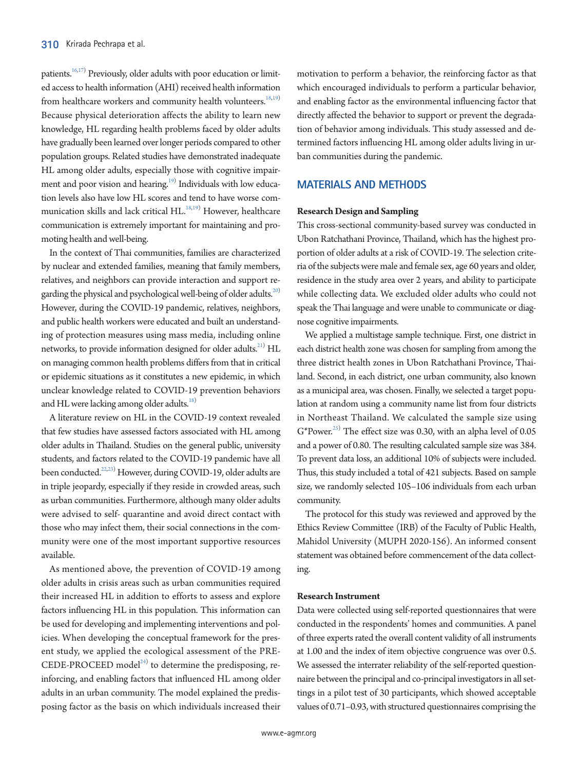patients.[16,17] Previously, older adults with poor education or limited access to health information (AHI) received health information from healthcare workers and community health volunteers.[18,19] Because physical deterioration affects the ability to learn new knowledge, HL regarding health problems faced by older adults have gradually been learned over longer periods compared to other population groups. Related studies have demonstrated inadequate HL among older adults, especially those with cognitive impairment and poor vision and hearing.[19] Individuals with low education levels also have low HL scores and tend to have worse communication skills and lack critical HL.[18,19] However, healthcare communication is extremely important for maintaining and promoting health and well-being.

In the context of Thai communities, families are characterized by nuclear and extended families, meaning that family members, relatives, and neighbors can provide interaction and support regarding the physical and psychological well-being of older adults.[20] However, during the COVID-19 pandemic, relatives, neighbors, and public health workers were educated and built an understanding of protection measures using mass media, including online networks, to provide information designed for older adults.[21] HL on managing common health problems differs from that in critical or epidemic situations as it constitutes a new epidemic, in which unclear knowledge related to COVID-19 prevention behaviors and HL were lacking among older adults.[18]

A literature review on HL in the COVID-19 context revealed that few studies have assessed factors associated with HL among older adults in Thailand. Studies on the general public, university students, and factors related to the COVID-19 pandemic have all been conducted.[22,23] However, during COVID-19, older adults are in triple jeopardy, especially if they reside in crowded areas, such as urban communities. Furthermore, although many older adults were advised to self- quarantine and avoid direct contact with those who may infect them, their social connections in the community were one of the most important supportive resources available.

As mentioned above, the prevention of COVID-19 among older adults in crisis areas such as urban communities required their increased HL in addition to efforts to assess and explore factors influencing HL in this population. This information can be used for developing and implementing interventions and policies. When developing the conceptual framework for the present study, we applied the ecological assessment of the PRECEDE-PROCEED model[24] to determine the predisposing, reinforcing, and enabling factors that influenced HL among older adults in an urban community. The model explained the predisposing factor as the basis on which individuals increased their motivation to perform a behavior, the reinforcing factor as that which encouraged individuals to perform a particular behavior, and enabling factor as the environmental influencing factor that directly affected the behavior to support or prevent the degradation of behavior among individuals. This study assessed and determined factors influencing HL among older adults living in urban communities during the pandemic.

## MATERIALS AND METHODS

### Research Design and Sampling

This cross-sectional community-based survey was conducted in Ubon Ratchathani Province, Thailand, which has the highest proportion of older adults at a risk of COVID-19. The selection criteria of the subjects were male and female sex, age 60 years and older, residence in the study area over 2 years, and ability to participate while collecting data. We excluded older adults who could not speak the Thai language and were unable to communicate or diagnose cognitive impairments.

We applied a multistage sample technique. First, one district in each district health zone was chosen for sampling from among the three district health zones in Ubon Ratchathani Province, Thailand. Second, in each district, one urban community, also known as a municipal area, was chosen. Finally, we selected a target population at random using a community name list from four districts in Northeast Thailand. We calculated the sample size using G*Power.[25] The effect size was 0.30, with an alpha level of 0.05 and a power of 0.80. The resulting calculated sample size was 384. To prevent data loss, an additional 10% of subjects were included. Thus, this study included a total of 421 subjects. Based on sample size, we randomly selected 105–106 individuals from each urban community.

The protocol for this study was reviewed and approved by the Ethics Review Committee (IRB) of the Faculty of Public Health, Mahidol University (MUPH 2020-156). An informed consent statement was obtained before commencement of the data collecting.

### Research Instrument

Data were collected using self-reported questionnaires that were conducted in the respondents' homes and communities. A panel of three experts rated the overall content validity of all instruments at 1.00 and the index of item objective congruence was over 0.5. We assessed the interrater reliability of the self-reported questionnaire between the principal and co-principal investigators in all settings in a pilot test of 30 participants, which showed acceptable values of 0.71–0.93, with structured questionnaires comprising the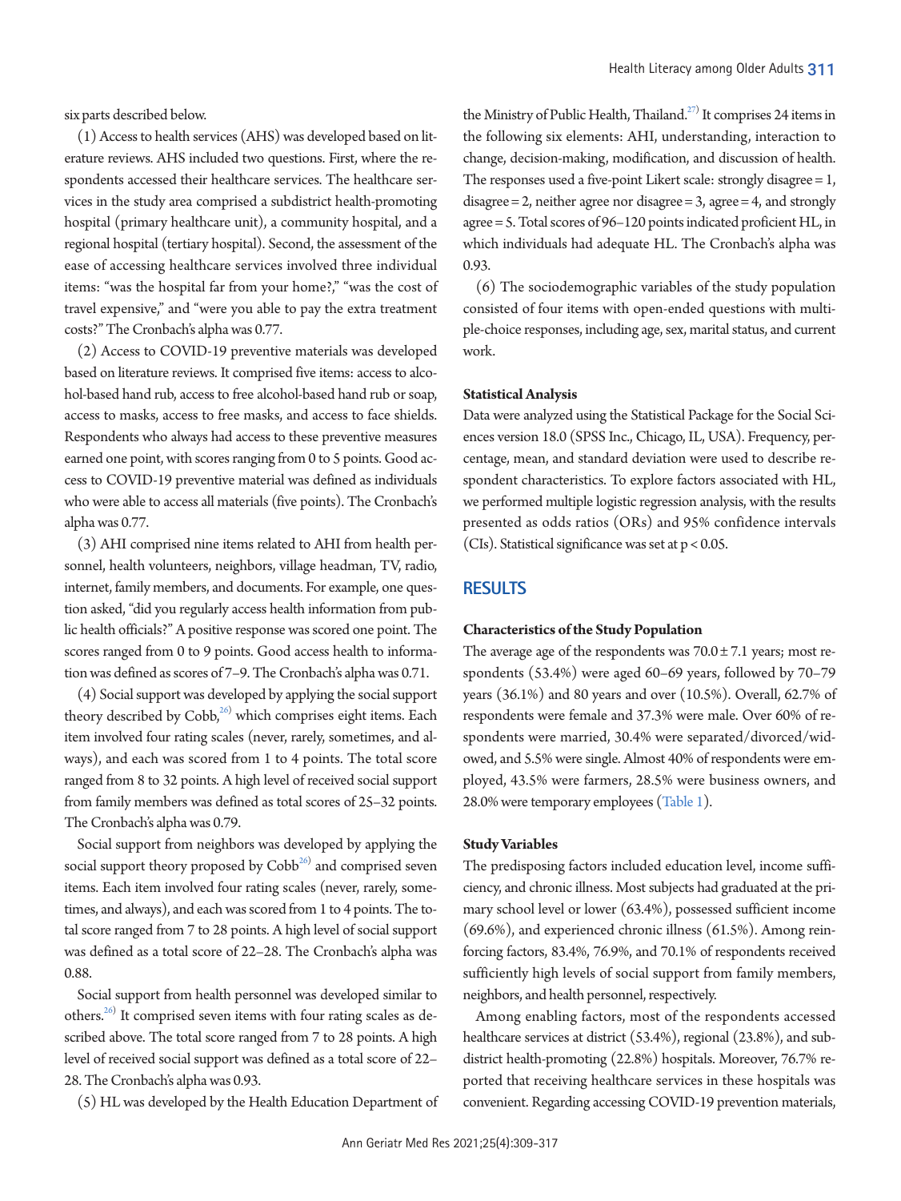six parts described below.

(1) Access to health services (AHS) was developed based on literature reviews. AHS included two questions. First, where the respondents accessed their healthcare services. The healthcare services in the study area comprised a subdistrict health-promoting hospital (primary healthcare unit), a community hospital, and a regional hospital (tertiary hospital). Second, the assessment of the ease of accessing healthcare services involved three individual items: "was the hospital far from your home?," "was the cost of travel expensive," and "were you able to pay the extra treatment costs?" The Cronbach's alpha was 0.77.

(2) Access to COVID-19 preventive materials was developed based on literature reviews. It comprised five items: access to alcohol-based hand rub, access to free alcohol-based hand rub or soap, access to masks, access to free masks, and access to face shields. Respondents who always had access to these preventive measures earned one point, with scores ranging from 0 to 5 points. Good access to COVID-19 preventive material was defined as individuals who were able to access all materials (five points). The Cronbach's alpha was 0.77.

(3) AHI comprised nine items related to AHI from health personnel, health volunteers, neighbors, village headman, TV, radio, internet, family members, and documents. For example, one question asked, "did you regularly access health information from public health officials?" A positive response was scored one point. The scores ranged from 0 to 9 points. Good access health to information was defined as scores of 7–9. The Cronbach's alpha was 0.71.

(4) Social support was developed by applying the social support theory described by Cobb,[26] which comprises eight items. Each item involved four rating scales (never, rarely, sometimes, and always), and each was scored from 1 to 4 points. The total score ranged from 8 to 32 points. A high level of received social support from family members was defined as total scores of 25–32 points. The Cronbach's alpha was 0.79.

Social support from neighbors was developed by applying the social support theory proposed by Cobb[26] and comprised seven items. Each item involved four rating scales (never, rarely, sometimes, and always), and each was scored from 1 to 4 points. The total score ranged from 7 to 28 points. A high level of social support was defined as a total score of 22–28. The Cronbach's alpha was 0.88.

Social support from health personnel was developed similar to others.[26] It comprised seven items with four rating scales as described above. The total score ranged from 7 to 28 points. A high level of received social support was defined as a total score of 22–28. The Cronbach's alpha was 0.93.

(5) HL was developed by the Health Education Department of the Ministry of Public Health, Thailand.[27] It comprises 24 items in the following six elements: AHI, understanding, interaction to change, decision-making, modification, and discussion of health. The responses used a five-point Likert scale: strongly disagree = 1, disagree = 2, neither agree nor disagree = 3, agree = 4, and strongly agree = 5. Total scores of 96–120 points indicated proficient HL, in which individuals had adequate HL. The Cronbach's alpha was 0.93.

(6) The sociodemographic variables of the study population consisted of four items with open-ended questions with multiple-choice responses, including age, sex, marital status, and current work.

### Statistical Analysis

Data were analyzed using the Statistical Package for the Social Sciences version 18.0 (SPSS Inc., Chicago, IL, USA). Frequency, percentage, mean, and standard deviation were used to describe respondent characteristics. To explore factors associated with HL, we performed multiple logistic regression analysis, with the results presented as odds ratios (ORs) and 95% confidence intervals (CIs). Statistical significance was set at $p < 0.05$.

## RESULTS

### Characteristics of the Study Population

The average age of the respondents was $70.0 \pm 7.1$ years; most respondents (53.4%) were aged 60–69 years, followed by 70–79 years (36.1%) and 80 years and over (10.5%). Overall, 62.7% of respondents were female and 37.3% were male. Over 60% of respondents were married, 30.4% were separated/divorced/widowed, and 5.5% were single. Almost 40% of respondents were employed, 43.5% were farmers, 28.5% were business owners, and 28.0% were temporary employees (Table 1).

### Study Variables

The predisposing factors included education level, income sufficiency, and chronic illness. Most subjects had graduated at the primary school level or lower (63.4%), possessed sufficient income (69.6%), and experienced chronic illness (61.5%). Among reinforcing factors, 83.4%, 76.9%, and 70.1% of respondents received sufficiently high levels of social support from family members, neighbors, and health personnel, respectively.

Among enabling factors, most of the respondents accessed healthcare services at district (53.4%), regional (23.8%), and subdistrict health-promoting (22.8%) hospitals. Moreover, 76.7% reported that receiving healthcare services in these hospitals was convenient. Regarding accessing COVID-19 prevention materials,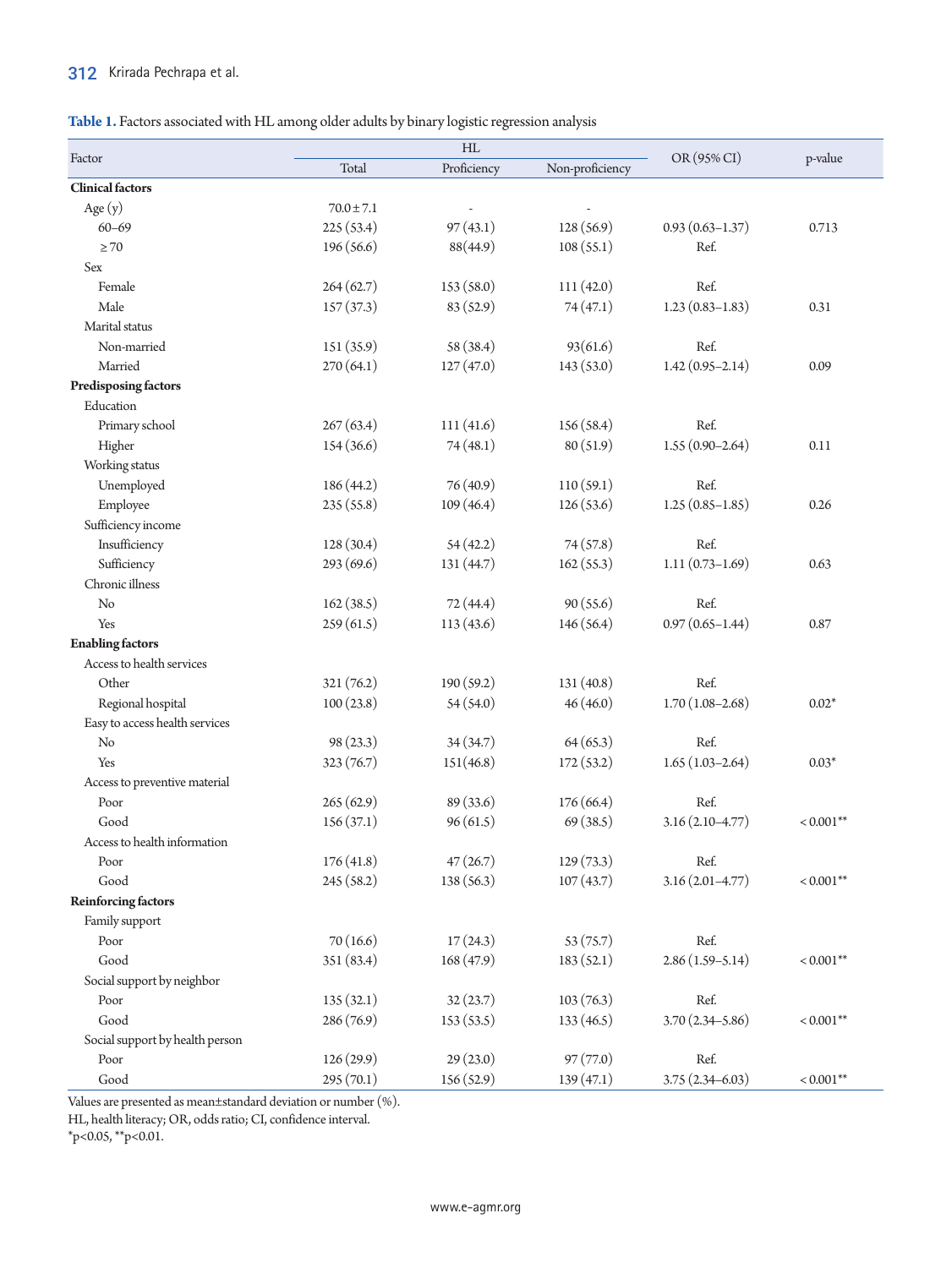**Table 1.** Factors associated with HL among older adults by binary logistic regression analysis

| Factor | HL | | | OR (95% CI) | p-value |
|---|---|---|---|---|---|
| | Total | Proficiency | Non-proficiency | | |
| **Clinical factors** | | | | | |
| Age (y) | 70.0±7.1 | - | - | | |
| 60–69 | 225 (53.4) | 97 (43.1) | 128 (56.9) | 0.93 (0.63–1.37) | 0.713 |
| ≥70 | 196 (56.6) | 88(44.9) | 108 (55.1) | Ref. | |
| Sex | | | | | |
| Female | 264 (62.7) | 153 (58.0) | 111 (42.0) | Ref. | |
| Male | 157 (37.3) | 83 (52.9) | 74 (47.1) | 1.23 (0.83–1.83) | 0.31 |
| Marital status | | | | | |
| Non-married | 151 (35.9) | 58 (38.4) | 93(61.6) | Ref. | |
| Married | 270 (64.1) | 127 (47.0) | 143 (53.0) | 1.42 (0.95–2.14) | 0.09 |
| **Predisposing factors** | | | | | |
| Education | | | | | |
| Primary school | 267 (63.4) | 111 (41.6) | 156 (58.4) | Ref. | |
| Higher | 154 (36.6) | 74 (48.1) | 80 (51.9) | 1.55 (0.90–2.64) | 0.11 |
| Working status | | | | | |
| Unemployed | 186 (44.2) | 76 (40.9) | 110 (59.1) | Ref. | |
| Employee | 235 (55.8) | 109 (46.4) | 126 (53.6) | 1.25 (0.85–1.85) | 0.26 |
| Sufficiency income | | | | | |
| Insufficiency | 128 (30.4) | 54 (42.2) | 74 (57.8) | Ref. | |
| Sufficiency | 293 (69.6) | 131 (44.7) | 162 (55.3) | 1.11 (0.73–1.69) | 0.63 |
| Chronic illness | | | | | |
| No | 162 (38.5) | 72 (44.4) | 90 (55.6) | Ref. | |
| Yes | 259 (61.5) | 113 (43.6) | 146 (56.4) | 0.97 (0.65–1.44) | 0.87 |
| **Enabling factors** | | | | | |
| Access to health services | | | | | |
| Other | 321 (76.2) | 190 (59.2) | 131 (40.8) | Ref. | |
| Regional hospital | 100 (23.8) | 54 (54.0) | 46 (46.0) | 1.70 (1.08–2.68) | 0.02* |
| Easy to access health services | | | | | |
| No | 98 (23.3) | 34 (34.7) | 64 (65.3) | Ref. | |
| Yes | 323 (76.7) | 151(46.8) | 172 (53.2) | 1.65 (1.03–2.64) | 0.03* |
| Access to preventive material | | | | | |
| Poor | 265 (62.9) | 89 (33.6) | 176 (66.4) | Ref. | |
| Good | 156 (37.1) | 96 (61.5) | 69 (38.5) | 3.16 (2.10–4.77) | <0.001** |
| Access to health information | | | | | |
| Poor | 176 (41.8) | 47 (26.7) | 129 (73.3) | Ref. | |
| Good | 245 (58.2) | 138 (56.3) | 107 (43.7) | 3.16 (2.01–4.77) | <0.001** |
| **Reinforcing factors** | | | | | |
| Family support | | | | | |
| Poor | 70 (16.6) | 17 (24.3) | 53 (75.7) | Ref. | |
| Good | 351 (83.4) | 168 (47.9) | 183 (52.1) | 2.86 (1.59–5.14) | <0.001** |
| Social support by neighbor | | | | | |
| Poor | 135 (32.1) | 32 (23.7) | 103 (76.3) | Ref. | |
| Good | 286 (76.9) | 153 (53.5) | 133 (46.5) | 3.70 (2.34–5.86) | <0.001** |
| Social support by health person | | | | | |
| Poor | 126 (29.9) | 29 (23.0) | 97 (77.0) | Ref. | |
| Good | 295 (70.1) | 156 (52.9) | 139 (47.1) | 3.75 (2.34–6.03) | <0.001** |

Values are presented as mean±standard deviation or number (%).
HL, health literacy; OR, odds ratio; CI, confidence interval.
*p<0.05, **p<0.01.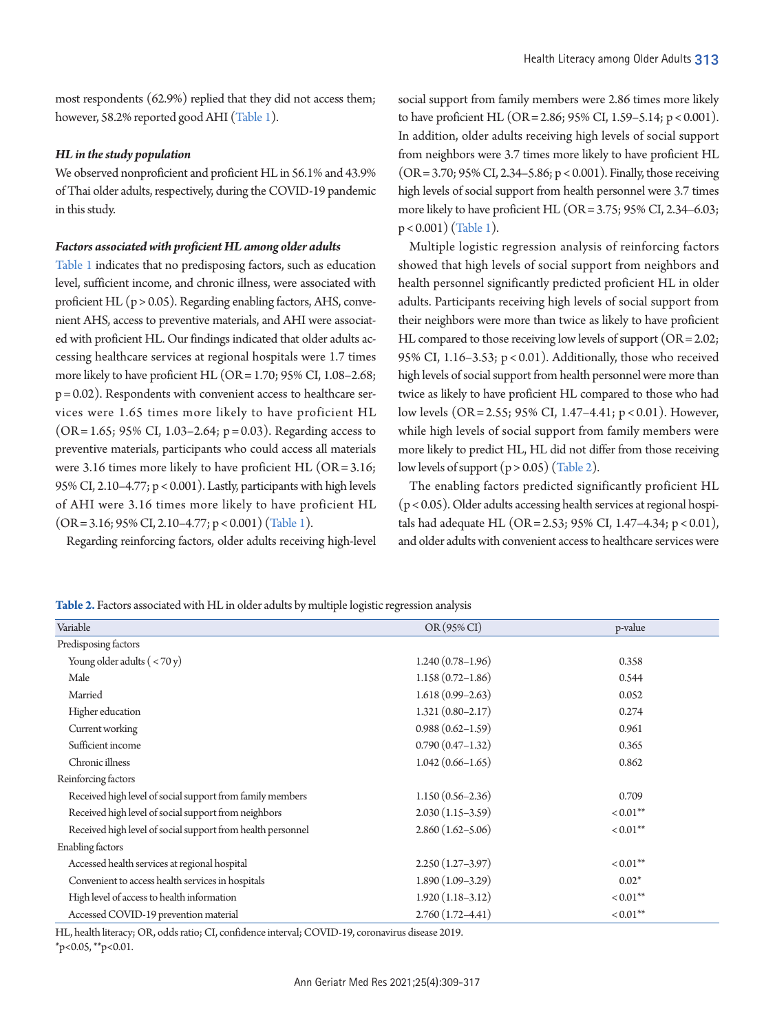most respondents (62.9%) replied that they did not access them; however, 58.2% reported good AHI (Table 1).

***HL in the study population***

We observed nonproficient and proficient HL in 56.1% and 43.9% of Thai older adults, respectively, during the COVID-19 pandemic in this study.

***Factors associated with proficient HL among older adults***

Table 1 indicates that no predisposing factors, such as education level, sufficient income, and chronic illness, were associated with proficient HL ($p > 0.05$). Regarding enabling factors, AHS, convenient AHS, access to preventive materials, and AHI were associated with proficient HL. Our findings indicated that older adults accessing healthcare services at regional hospitals were 1.7 times more likely to have proficient HL (OR = 1.70; 95% CI, 1.08–2.68; $p = 0.02$). Respondents with convenient access to healthcare services were 1.65 times more likely to have proficient HL (OR = 1.65; 95% CI, 1.03–2.64; $p = 0.03$). Regarding access to preventive materials, participants who could access all materials were 3.16 times more likely to have proficient HL (OR = 3.16; 95% CI, 2.10–4.77; $p < 0.001$). Lastly, participants with high levels of AHI were 3.16 times more likely to have proficient HL (OR = 3.16; 95% CI, 2.10–4.77; $p < 0.001$) (Table 1).

Regarding reinforcing factors, older adults receiving high-level social support from family members were 2.86 times more likely to have proficient HL (OR = 2.86; 95% CI, 1.59–5.14; $p < 0.001$). In addition, older adults receiving high levels of social support from neighbors were 3.7 times more likely to have proficient HL (OR = 3.70; 95% CI, 2.34–5.86; $p < 0.001$). Finally, those receiving high levels of social support from health personnel were 3.7 times more likely to have proficient HL (OR = 3.75; 95% CI, 2.34–6.03; $p < 0.001$) (Table 1).

Multiple logistic regression analysis of reinforcing factors showed that high levels of social support from neighbors and health personnel significantly predicted proficient HL in older adults. Participants receiving high levels of social support from their neighbors were more than twice as likely to have proficient HL compared to those receiving low levels of support (OR = 2.02; 95% CI, 1.16–3.53; $p < 0.01$). Additionally, those who received high levels of social support from health personnel were more than twice as likely to have proficient HL compared to those who had low levels (OR = 2.55; 95% CI, 1.47–4.41; $p < 0.01$). However, while high levels of social support from family members were more likely to predict HL, HL did not differ from those receiving low levels of support ($p > 0.05$) (Table 2).

The enabling factors predicted significantly proficient HL ($p < 0.05$). Older adults accessing health services at regional hospitals had adequate HL (OR = 2.53; 95% CI, 1.47–4.34; $p < 0.01$), and older adults with convenient access to healthcare services were

**Table 2.** Factors associated with HL in older adults by multiple logistic regression analysis

| Variable | OR (95% CI) | p-value |
|---|---|---|
| Predisposing factors | | |
| Young older adults (< 70 y) | 1.240 (0.78–1.96) | 0.358 |
| Male | 1.158 (0.72–1.86) | 0.544 |
| Married | 1.618 (0.99–2.63) | 0.052 |
| Higher education | 1.321 (0.80–2.17) | 0.274 |
| Current working | 0.988 (0.62–1.59) | 0.961 |
| Sufficient income | 0.790 (0.47–1.32) | 0.365 |
| Chronic illness | 1.042 (0.66–1.65) | 0.862 |
| Reinforcing factors | | |
| Received high level of social support from family members | 1.150 (0.56–2.36) | 0.709 |
| Received high level of social support from neighbors | 2.030 (1.15–3.59) | < 0.01** |
| Received high level of social support from health personnel | 2.860 (1.62–5.06) | < 0.01** |
| Enabling factors | | |
| Accessed health services at regional hospital | 2.250 (1.27–3.97) | < 0.01** |
| Convenient to access health services in hospitals | 1.890 (1.09–3.29) | 0.02* |
| High level of access to health information | 1.920 (1.18–3.12) | < 0.01** |
| Accessed COVID-19 prevention material | 2.760 (1.72–4.41) | < 0.01** |

HL, health literacy; OR, odds ratio; CI, confidence interval; COVID-19, coronavirus disease 2019.
*$p<0.05$, **$p<0.01$.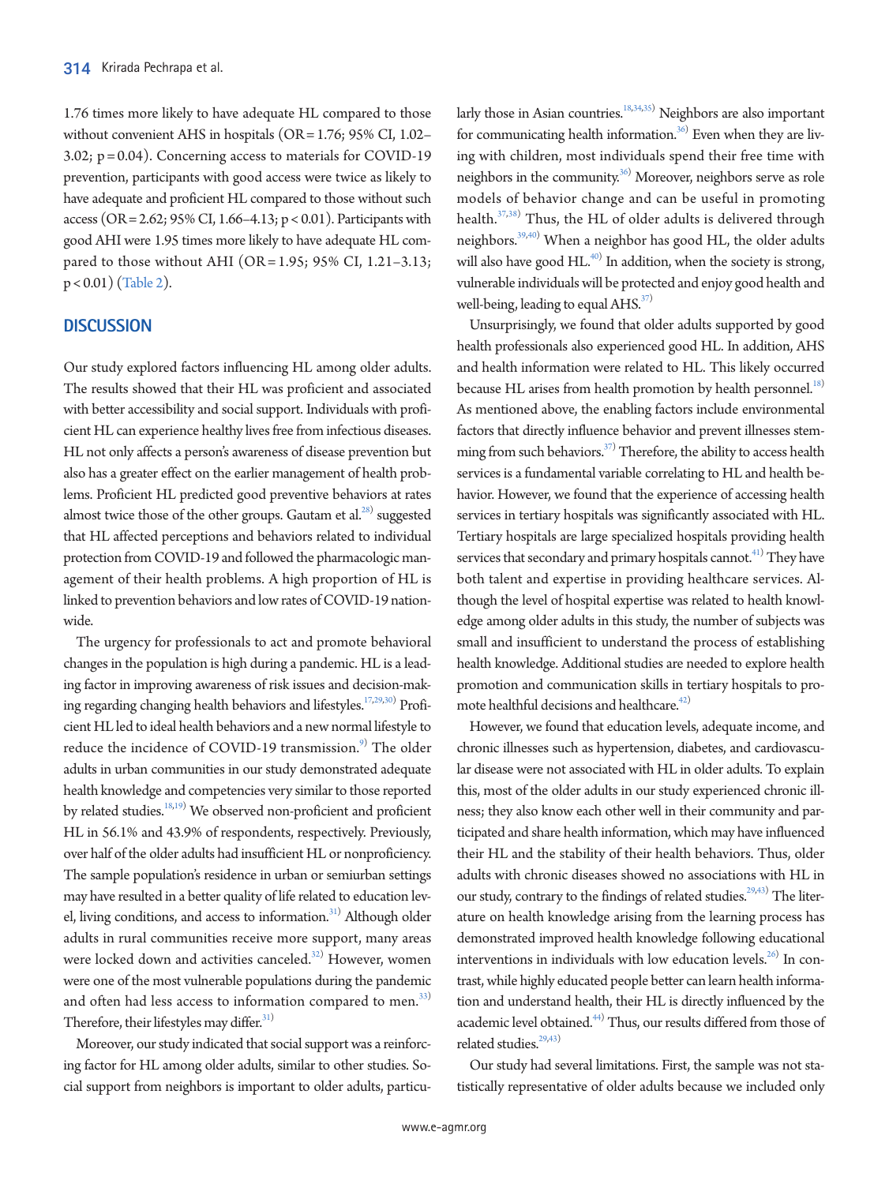1.76 times more likely to have adequate HL compared to those without convenient AHS in hospitals (OR = 1.76; 95% CI, 1.02–3.02; p = 0.04). Concerning access to materials for COVID-19 prevention, participants with good access were twice as likely to have adequate and proficient HL compared to those without such access (OR = 2.62; 95% CI, 1.66–4.13; p < 0.01). Participants with good AHI were 1.95 times more likely to have adequate HL compared to those without AHI (OR = 1.95; 95% CI, 1.21–3.13; p < 0.01) (Table 2).

## DISCUSSION

Our study explored factors influencing HL among older adults. The results showed that their HL was proficient and associated with better accessibility and social support. Individuals with proficient HL can experience healthy lives free from infectious diseases. HL not only affects a person's awareness of disease prevention but also has a greater effect on the earlier management of health problems. Proficient HL predicted good preventive behaviors at rates almost twice those of the other groups. Gautam et al.[28] suggested that HL affected perceptions and behaviors related to individual protection from COVID-19 and followed the pharmacologic management of their health problems. A high proportion of HL is linked to prevention behaviors and low rates of COVID-19 nationwide.

The urgency for professionals to act and promote behavioral changes in the population is high during a pandemic. HL is a leading factor in improving awareness of risk issues and decision-making regarding changing health behaviors and lifestyles.[17,29,30] Proficient HL led to ideal health behaviors and a new normal lifestyle to reduce the incidence of COVID-19 transmission.[9] The older adults in urban communities in our study demonstrated adequate health knowledge and competencies very similar to those reported by related studies.[18,19] We observed non-proficient and proficient HL in 56.1% and 43.9% of respondents, respectively. Previously, over half of the older adults had insufficient HL or nonproficiency. The sample population's residence in urban or semiurban settings may have resulted in a better quality of life related to education level, living conditions, and access to information.[31] Although older adults in rural communities receive more support, many areas were locked down and activities canceled.[32] However, women were one of the most vulnerable populations during the pandemic and often had less access to information compared to men.[33] Therefore, their lifestyles may differ.[31]

Moreover, our study indicated that social support was a reinforcing factor for HL among older adults, similar to other studies. Social support from neighbors is important to older adults, particularly those in Asian countries.[18,34,35] Neighbors are also important for communicating health information.[36] Even when they are living with children, most individuals spend their free time with neighbors in the community.[36] Moreover, neighbors serve as role models of behavior change and can be useful in promoting health.[37,38] Thus, the HL of older adults is delivered through neighbors.[39,40] When a neighbor has good HL, the older adults will also have good HL.[40] In addition, when the society is strong, vulnerable individuals will be protected and enjoy good health and well-being, leading to equal AHS.[37]

Unsurprisingly, we found that older adults supported by good health professionals also experienced good HL. In addition, AHS and health information were related to HL. This likely occurred because HL arises from health promotion by health personnel.[18] As mentioned above, the enabling factors include environmental factors that directly influence behavior and prevent illnesses stemming from such behaviors.[37] Therefore, the ability to access health services is a fundamental variable correlating to HL and health behavior. However, we found that the experience of accessing health services in tertiary hospitals was significantly associated with HL. Tertiary hospitals are large specialized hospitals providing health services that secondary and primary hospitals cannot.[41] They have both talent and expertise in providing healthcare services. Although the level of hospital expertise was related to health knowledge among older adults in this study, the number of subjects was small and insufficient to understand the process of establishing health knowledge. Additional studies are needed to explore health promotion and communication skills in tertiary hospitals to promote healthful decisions and healthcare.[42]

However, we found that education levels, adequate income, and chronic illnesses such as hypertension, diabetes, and cardiovascular disease were not associated with HL in older adults. To explain this, most of the older adults in our study experienced chronic illness; they also know each other well in their community and participated and share health information, which may have influenced their HL and the stability of their health behaviors. Thus, older adults with chronic diseases showed no associations with HL in our study, contrary to the findings of related studies.[29,43] The literature on health knowledge arising from the learning process has demonstrated improved health knowledge following educational interventions in individuals with low education levels.[26] In contrast, while highly educated people better can learn health information and understand health, their HL is directly influenced by the academic level obtained.[44] Thus, our results differed from those of related studies.[29,43]

Our study had several limitations. First, the sample was not statistically representative of older adults because we included only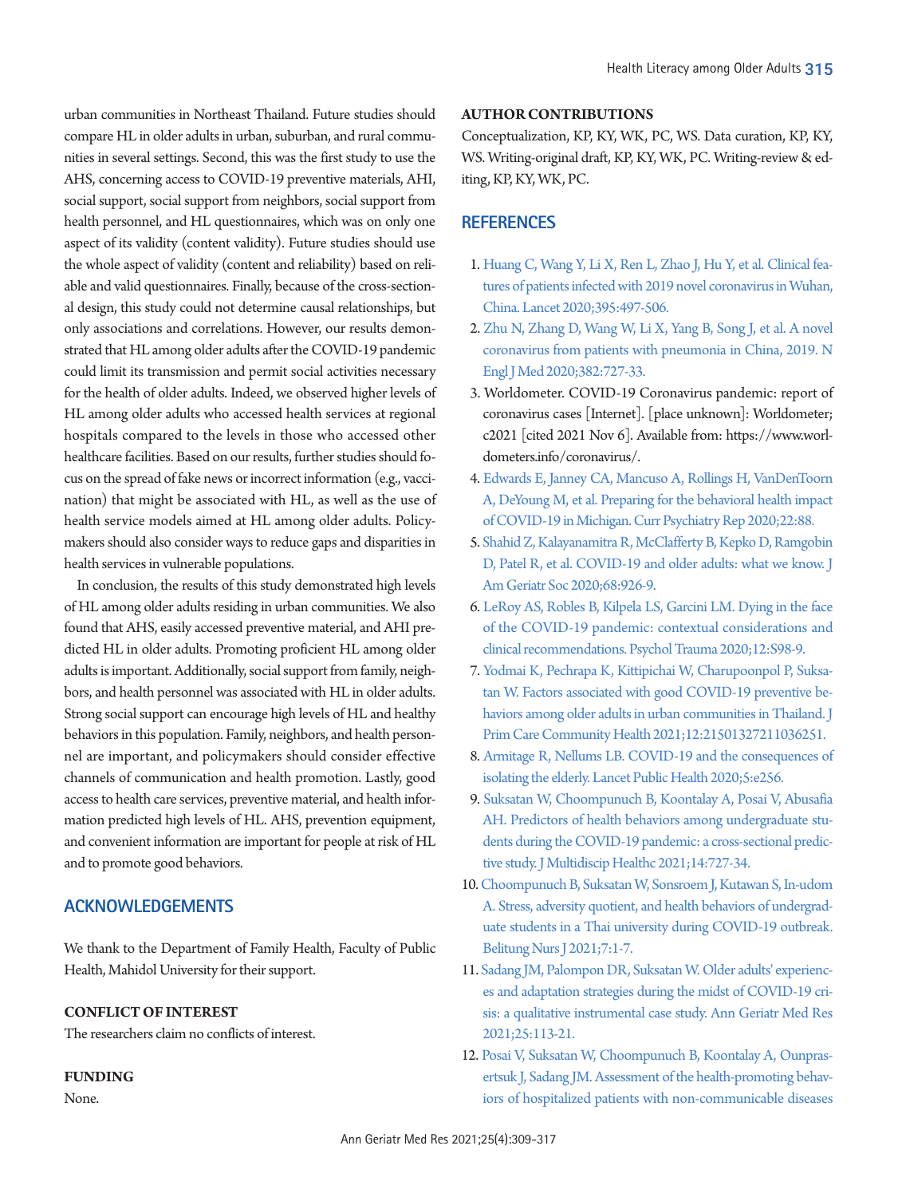urban communities in Northeast Thailand. Future studies should compare HL in older adults in urban, suburban, and rural communities in several settings. Second, this was the first study to use the AHS, concerning access to COVID-19 preventive materials, AHI, social support, social support from neighbors, social support from health personnel, and HL questionnaires, which was on only one aspect of its validity (content validity). Future studies should use the whole aspect of validity (content and reliability) based on reliable and valid questionnaires. Finally, because of the cross-sectional design, this study could not determine causal relationships, but only associations and correlations. However, our results demonstrated that HL among older adults after the COVID-19 pandemic could limit its transmission and permit social activities necessary for the health of older adults. Indeed, we observed higher levels of HL among older adults who accessed health services at regional hospitals compared to the levels in those who accessed other healthcare facilities. Based on our results, further studies should focus on the spread of fake news or incorrect information (e.g., vaccination) that might be associated with HL, as well as the use of health service models aimed at HL among older adults. Policymakers should also consider ways to reduce gaps and disparities in health services in vulnerable populations.

In conclusion, the results of this study demonstrated high levels of HL among older adults residing in urban communities. We also found that AHS, easily accessed preventive material, and AHI predicted HL in older adults. Promoting proficient HL among older adults is important. Additionally, social support from family, neighbors, and health personnel was associated with HL in older adults. Strong social support can encourage high levels of HL and healthy behaviors in this population. Family, neighbors, and health personnel are important, and policymakers should consider effective channels of communication and health promotion. Lastly, good access to health care services, preventive material, and health information predicted high levels of HL. AHS, prevention equipment, and convenient information are important for people at risk of HL and to promote good behaviors.

## ACKNOWLEDGEMENTS

We thank to the Department of Family Health, Faculty of Public Health, Mahidol University for their support.

### CONFLICT OF INTEREST

The researchers claim no conflicts of interest.

### FUNDING

None.

### AUTHOR CONTRIBUTIONS

Conceptualization, KP, KY, WK, PC, WS. Data curation, KP, KY, WS. Writing-original draft, KP, KY, WK, PC. Writing-review & editing, KP, KY, WK, PC.

## REFERENCES

1. Huang C, Wang Y, Li X, Ren L, Zhao J, Hu Y, et al. Clinical features of patients infected with 2019 novel coronavirus in Wuhan, China. Lancet 2020;395:497-506.
2. Zhu N, Zhang D, Wang W, Li X, Yang B, Song J, et al. A novel coronavirus from patients with pneumonia in China, 2019. N Engl J Med 2020;382:727-33.
3. Worldometer. COVID-19 Coronavirus pandemic: report of coronavirus cases [Internet]. [place unknown]: Worldometer; c2021 [cited 2021 Nov 6]. Available from: https://www.worldometers.info/coronavirus/.
4. Edwards E, Janney CA, Mancuso A, Rollings H, VanDenToorn A, DeYoung M, et al. Preparing for the behavioral health impact of COVID-19 in Michigan. Curr Psychiatry Rep 2020;22:88.
5. Shahid Z, Kalayanamitra R, McClafferty B, Kepko D, Ramgobin D, Patel R, et al. COVID-19 and older adults: what we know. J Am Geriatr Soc 2020;68:926-9.
6. LeRoy AS, Robles B, Kilpela LS, Garcini LM. Dying in the face of the COVID-19 pandemic: contextual considerations and clinical recommendations. Psychol Trauma 2020;12:S98-9.
7. Yodmai K, Pechrapa K, Kittipichai W, Charupoonpol P, Suksatan W. Factors associated with good COVID-19 preventive behaviors among older adults in urban communities in Thailand. J Prim Care Community Health 2021;12:21501327211036251.
8. Armitage R, Nellums LB. COVID-19 and the consequences of isolating the elderly. Lancet Public Health 2020;5:e256.
9. Suksatan W, Choompunuch B, Koontalay A, Posai V, Abusafia AH. Predictors of health behaviors among undergraduate students during the COVID-19 pandemic: a cross-sectional predictive study. J Multidiscip Healthc 2021;14:727-34.
10. Choompunuch B, Suksatan W, Sonsroem J, Kutawan S, In-udom A. Stress, adversity quotient, and health behaviors of undergraduate students in a Thai university during COVID-19 outbreak. Belitung Nurs J 2021;7:1-7.
11. Sadang JM, Palompon DR, Suksatan W. Older adults' experiences and adaptation strategies during the midst of COVID-19 crisis: a qualitative instrumental case study. Ann Geriatr Med Res 2021;25:113-21.
12. Posai V, Suksatan W, Choompunuch B, Koontalay A, Ounprasertsuk J, Sadang JM. Assessment of the health-promoting behaviors of hospitalized patients with non-communicable diseases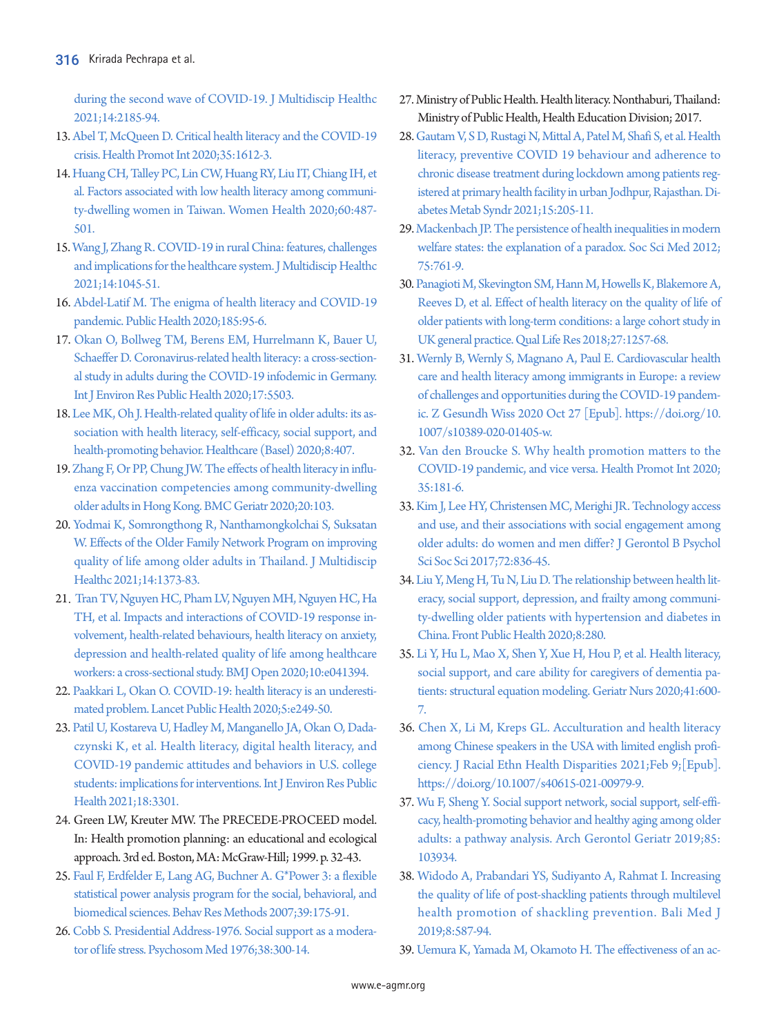during the second wave of COVID-19. J Multidiscip Healthc 2021;14:2185-94.

13. Abel T, McQueen D. Critical health literacy and the COVID-19 crisis. Health Promot Int 2020;35:1612-3.
14. Huang CH, Talley PC, Lin CW, Huang RY, Liu IT, Chiang IH, et al. Factors associated with low health literacy among community-dwelling women in Taiwan. Women Health 2020;60:487-501.
15. Wang J, Zhang R. COVID-19 in rural China: features, challenges and implications for the healthcare system. J Multidiscip Healthc 2021;14:1045-51.
16. Abdel-Latif M. The enigma of health literacy and COVID-19 pandemic. Public Health 2020;185:95-6.
17. Okan O, Bollweg TM, Berens EM, Hurrelmann K, Bauer U, Schaeffer D. Coronavirus-related health literacy: a cross-sectional study in adults during the COVID-19 infodemic in Germany. Int J Environ Res Public Health 2020;17:5503.
18. Lee MK, Oh J. Health-related quality of life in older adults: its association with health literacy, self-efficacy, social support, and health-promoting behavior. Healthcare (Basel) 2020;8:407.
19. Zhang F, Or PP, Chung JW. The effects of health literacy in influenza vaccination competencies among community-dwelling older adults in Hong Kong. BMC Geriatr 2020;20:103.
20. Yodmai K, Somrongthong R, Nanthamongkolchai S, Suksatan W. Effects of the Older Family Network Program on improving quality of life among older adults in Thailand. J Multidiscip Healthc 2021;14:1373-83.
21. Tran TV, Nguyen HC, Pham LV, Nguyen MH, Nguyen HC, Ha TH, et al. Impacts and interactions of COVID-19 response involvement, health-related behaviours, health literacy on anxiety, depression and health-related quality of life among healthcare workers: a cross-sectional study. BMJ Open 2020;10:e041394.
22. Paakkari L, Okan O. COVID-19: health literacy is an underestimated problem. Lancet Public Health 2020;5:e249-50.
23. Patil U, Kostareva U, Hadley M, Manganello JA, Okan O, Dadaczynski K, et al. Health literacy, digital health literacy, and COVID-19 pandemic attitudes and behaviors in U.S. college students: implications for interventions. Int J Environ Res Public Health 2021;18:3301.
24. Green LW, Kreuter MW. The PRECEDE-PROCEED model. In: Health promotion planning: an educational and ecological approach. 3rd ed. Boston, MA: McGraw-Hill; 1999. p. 32-43.
25. Faul F, Erdfelder E, Lang AG, Buchner A. G*Power 3: a flexible statistical power analysis program for the social, behavioral, and biomedical sciences. Behav Res Methods 2007;39:175-91.
26. Cobb S. Presidential Address-1976. Social support as a moderator of life stress. Psychosom Med 1976;38:300-14.
27. Ministry of Public Health. Health literacy. Nonthaburi, Thailand: Ministry of Public Health, Health Education Division; 2017.
28. Gautam V, S D, Rustagi N, Mittal A, Patel M, Shafi S, et al. Health literacy, preventive COVID 19 behaviour and adherence to chronic disease treatment during lockdown among patients registered at primary health facility in urban Jodhpur, Rajasthan. Diabetes Metab Syndr 2021;15:205-11.
29. Mackenbach JP. The persistence of health inequalities in modern welfare states: the explanation of a paradox. Soc Sci Med 2012; 75:761-9.
30. Panagioti M, Skevington SM, Hann M, Howells K, Blakemore A, Reeves D, et al. Effect of health literacy on the quality of life of older patients with long-term conditions: a large cohort study in UK general practice. Qual Life Res 2018;27:1257-68.
31. Wernly B, Wernly S, Magnano A, Paul E. Cardiovascular health care and health literacy among immigrants in Europe: a review of challenges and opportunities during the COVID-19 pandemic. Z Gesundh Wiss 2020 Oct 27 [Epub]. https://doi.org/10.1007/s10389-020-01405-w.
32. Van den Broucke S. Why health promotion matters to the COVID-19 pandemic, and vice versa. Health Promot Int 2020; 35:181-6.
33. Kim J, Lee HY, Christensen MC, Merighi JR. Technology access and use, and their associations with social engagement among older adults: do women and men differ? J Gerontol B Psychol Sci Soc Sci 2017;72:836-45.
34. Liu Y, Meng H, Tu N, Liu D. The relationship between health literacy, social support, depression, and frailty among community-dwelling older patients with hypertension and diabetes in China. Front Public Health 2020;8:280.
35. Li Y, Hu L, Mao X, Shen Y, Xue H, Hou P, et al. Health literacy, social support, and care ability for caregivers of dementia patients: structural equation modeling. Geriatr Nurs 2020;41:600-7.
36. Chen X, Li M, Kreps GL. Acculturation and health literacy among Chinese speakers in the USA with limited english proficiency. J Racial Ethn Health Disparities 2021;Feb 9;[Epub]. https://doi.org/10.1007/s40615-021-00979-9.
37. Wu F, Sheng Y. Social support network, social support, self-efficacy, health-promoting behavior and healthy aging among older adults: a pathway analysis. Arch Gerontol Geriatr 2019;85: 103934.
38. Widodo A, Prabandari YS, Sudiyanto A, Rahmat I. Increasing the quality of life of post-shackling patients through multilevel health promotion of shackling prevention. Bali Med J 2019;8:587-94.
39. Uemura K, Yamada M, Okamoto H. The effectiveness of an ac-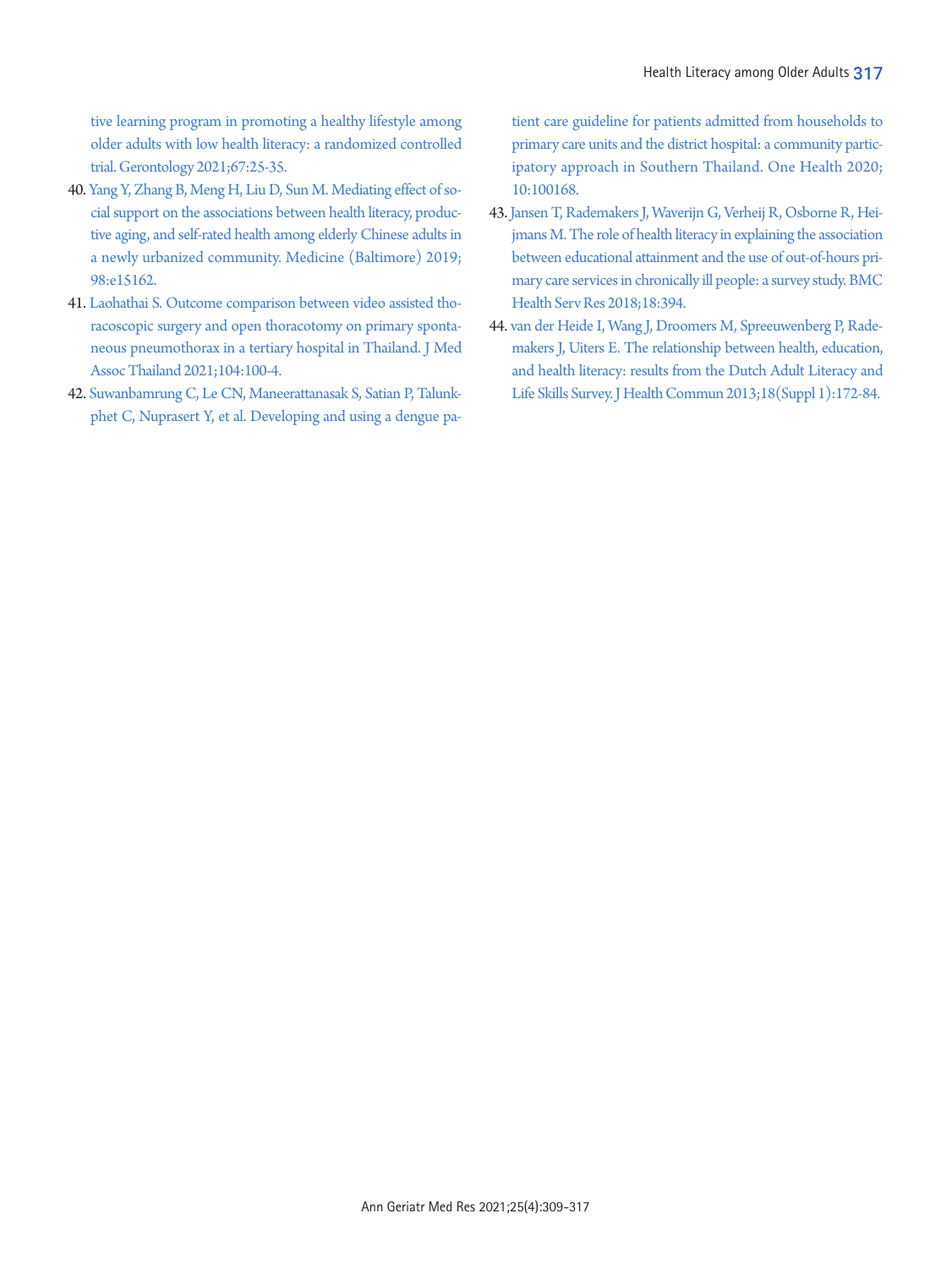tive learning program in promoting a healthy lifestyle among older adults with low health literacy: a randomized controlled trial. Gerontology 2021;67:25-35.

40. Yang Y, Zhang B, Meng H, Liu D, Sun M. Mediating effect of social support on the associations between health literacy, productive aging, and self-rated health among elderly Chinese adults in a newly urbanized community. Medicine (Baltimore) 2019; 98:e15162.

41. Laohathai S. Outcome comparison between video assisted thoracoscopic surgery and open thoracotomy on primary spontaneous pneumothorax in a tertiary hospital in Thailand. J Med Assoc Thailand 2021;104:100-4.

42. Suwanbamrung C, Le CN, Maneerattanasak S, Satian P, Talunkphet C, Nuprasert Y, et al. Developing and using a dengue patient care guideline for patients admitted from households to primary care units and the district hospital: a community participatory approach in Southern Thailand. One Health 2020; 10:100168.

43. Jansen T, Rademakers J, Waverijn G, Verheij R, Osborne R, Heijmans M. The role of health literacy in explaining the association between educational attainment and the use of out-of-hours primary care services in chronically ill people: a survey study. BMC Health Serv Res 2018;18:394.

44. van der Heide I, Wang J, Droomers M, Spreeuwenberg P, Rademakers J, Uiters E. The relationship between health, education, and health literacy: results from the Dutch Adult Literacy and Life Skills Survey. J Health Commun 2013;18(Suppl 1):172-84.